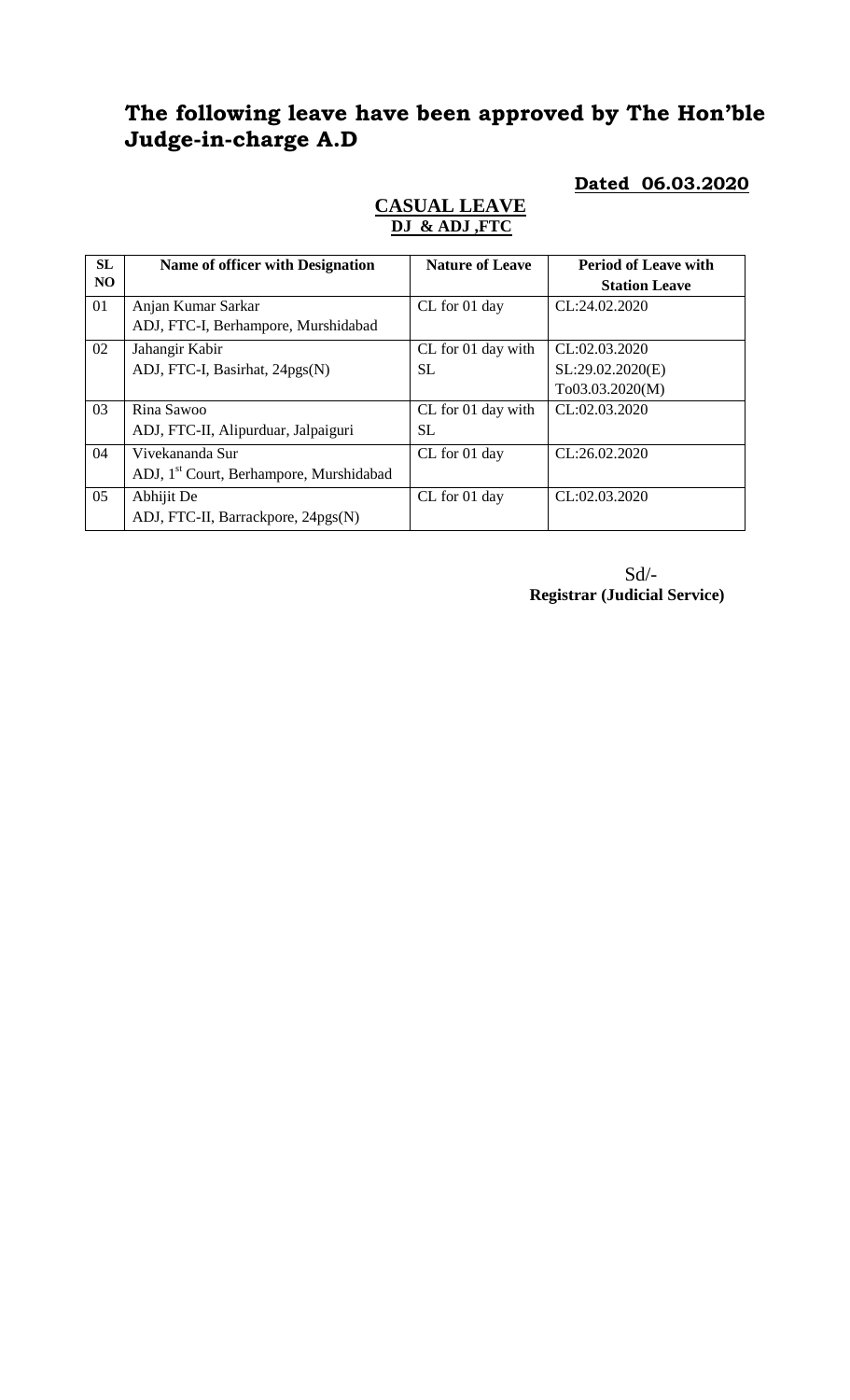# The following leave have been approved by The Hon'ble Judge-in-charge A.D

**Dated 06.03.2020**

**CASUAL LEAVE**
**DJ & ADJ ,FTC**

| SL NO | Name of officer with Designation | Nature of Leave | Period of Leave with Station Leave |
|---|---|---|---|
| 01 | Anjan Kumar Sarkar<br>ADJ, FTC-I, Berhampore, Murshidabad | CL for 01 day | CL:24.02.2020 |
| 02 | Jahangir Kabir<br>ADJ, FTC-I, Basirhat, 24pgs(N) | CL for 01 day with SL | CL:02.03.2020<br>SL:29.02.2020(E)<br>To03.03.2020(M) |
| 03 | Rina Sawoo<br>ADJ, FTC-II, Alipurduar, Jalpaiguri | CL for 01 day with SL | CL:02.03.2020 |
| 04 | Vivekananda Sur<br>ADJ, 1st Court, Berhampore, Murshidabad | CL for 01 day | CL:26.02.2020 |
| 05 | Abhijit De<br>ADJ, FTC-II, Barrackpore, 24pgs(N) | CL for 01 day | CL:02.03.2020 |

Sd/-
**Registrar (Judicial Service)**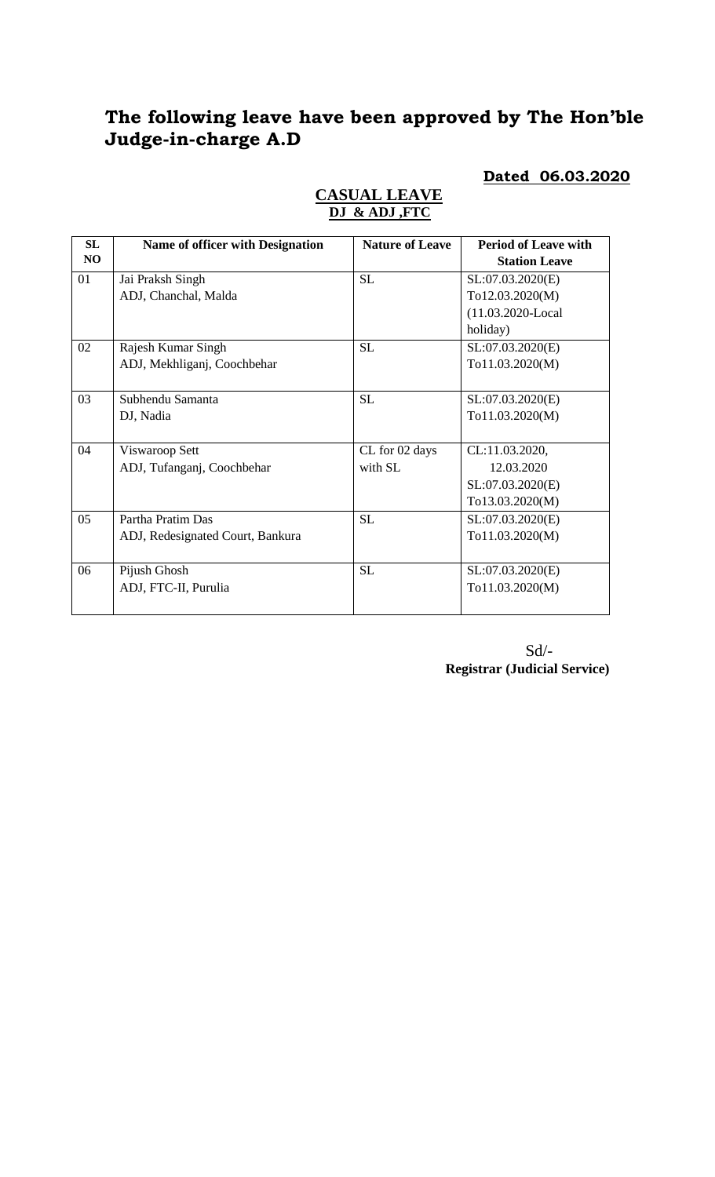## The following leave have been approved by The Hon'ble Judge-in-charge A.D

**Dated 06.03.2020**

**CASUAL LEAVE**
**DJ & ADJ ,FTC**

| SL NO | Name of officer with Designation | Nature of Leave | Period of Leave with Station Leave |
|---|---|---|---|
| 01 | Jai Praksh Singh<br>ADJ, Chanchal, Malda | SL | SL:07.03.2020(E)<br>To12.03.2020(M)<br>(11.03.2020-Local holiday) |
| 02 | Rajesh Kumar Singh<br>ADJ, Mekhliganj, Coochbehar | SL | SL:07.03.2020(E)<br>To11.03.2020(M) |
| 03 | Subhendu Samanta<br>DJ, Nadia | SL | SL:07.03.2020(E)<br>To11.03.2020(M) |
| 04 | Viswaroop Sett<br>ADJ, Tufanganj, Coochbehar | CL for 02 days with SL | CL:11.03.2020,<br>12.03.2020<br>SL:07.03.2020(E)<br>To13.03.2020(M) |
| 05 | Partha Pratim Das<br>ADJ, Redesignated Court, Bankura | SL | SL:07.03.2020(E)<br>To11.03.2020(M) |
| 06 | Pijush Ghosh<br>ADJ, FTC-II, Purulia | SL | SL:07.03.2020(E)<br>To11.03.2020(M) |

Sd/-
**Registrar (Judicial Service)**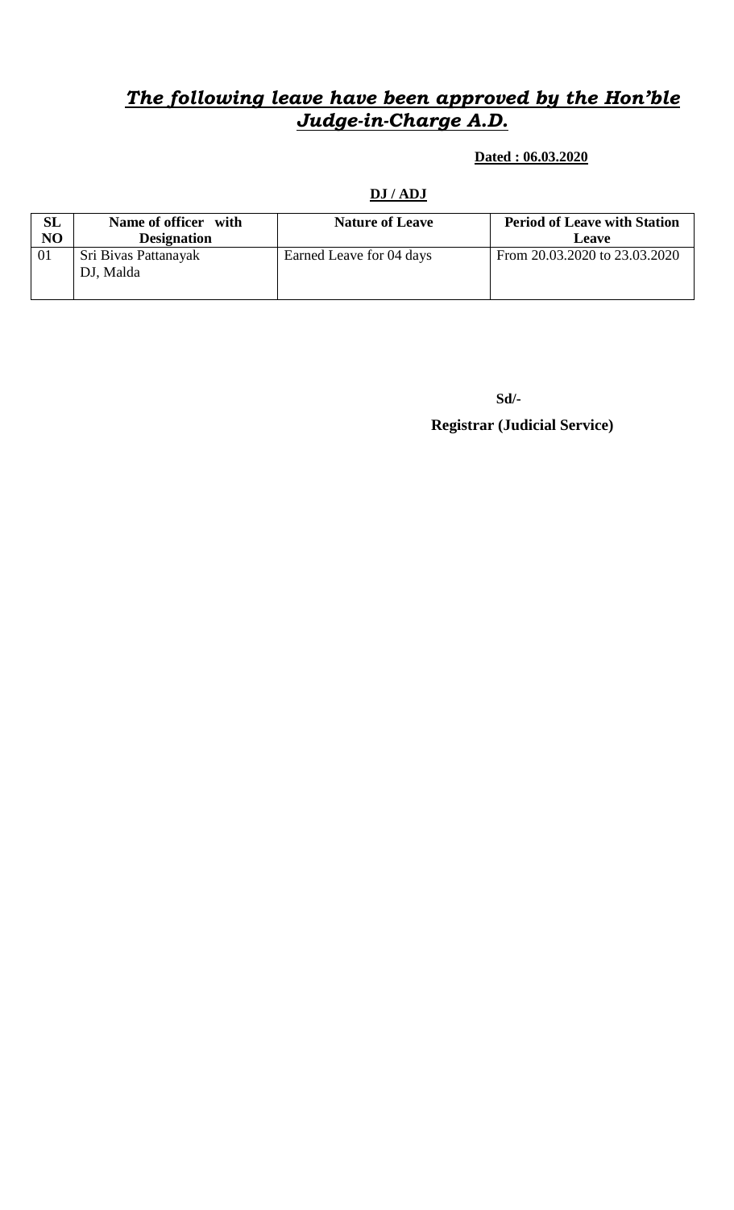## ***The following leave have been approved by the Hon'ble Judge-in-Charge A.D.***

**Dated : 06.03.2020**

**DJ / ADJ**

| SL NO | Name of officer with Designation | Nature of Leave | Period of Leave with Station Leave |
|---|---|---|---|
| 01 | Sri Bivas Pattanayak DJ, Malda | Earned Leave for 04 days | From 20.03.2020 to 23.03.2020 |

**Sd/-**

**Registrar (Judicial Service)**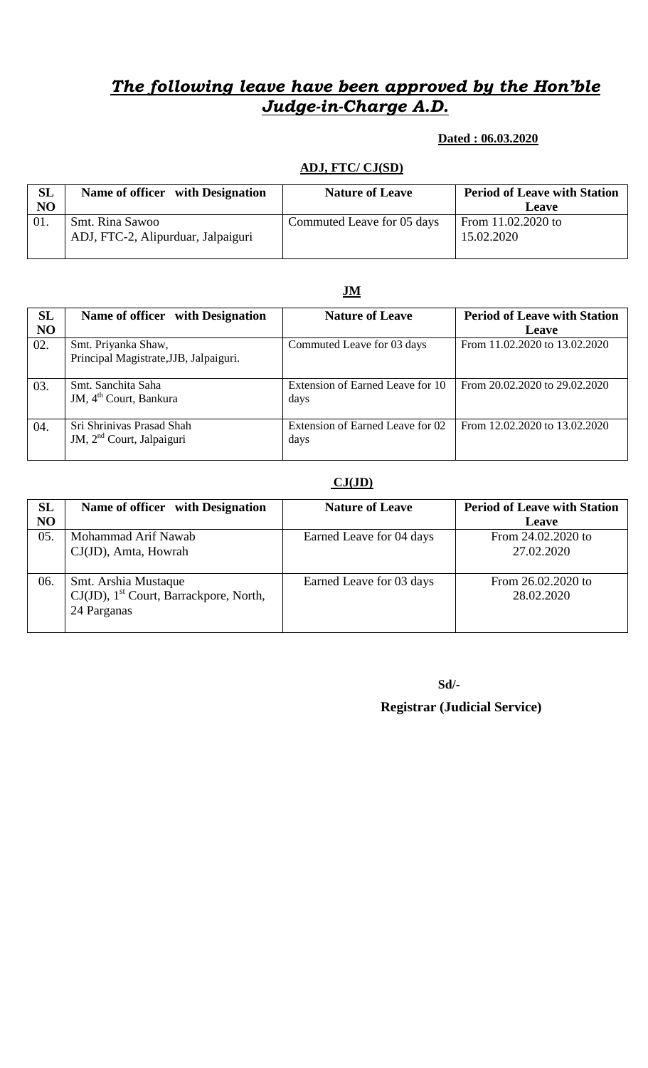# *The following leave have been approved by the Hon'ble Judge-in-Charge A.D.*

**Dated : 06.03.2020**

**ADJ, FTC/ CJ(SD)**

| SL NO | Name of officer with Designation | Nature of Leave | Period of Leave with Station Leave |
|---|---|---|---|
| 01. | Smt. Rina Sawoo<br>ADJ, FTC-2, Alipurduar, Jalpaiguri | Commuted Leave for 05 days | From 11.02.2020 to 15.02.2020 |

**JM**

| SL NO | Name of officer with Designation | Nature of Leave | Period of Leave with Station Leave |
|---|---|---|---|
| 02. | Smt. Priyanka Shaw,<br>Principal Magistrate,JJB, Jalpaiguri. | Commuted Leave for 03 days | From 11.02.2020 to 13.02.2020 |
| 03. | Smt. Sanchita Saha<br>JM, 4th Court, Bankura | Extension of Earned Leave for 10 days | From 20.02.2020 to 29.02.2020 |
| 04. | Sri Shrinivas Prasad Shah<br>JM, 2nd Court, Jalpaiguri | Extension of Earned Leave for 02 days | From 12.02.2020 to 13.02.2020 |

**CJ(JD)**

| SL NO | Name of officer with Designation | Nature of Leave | Period of Leave with Station Leave |
|---|---|---|---|
| 05. | Mohammad Arif Nawab<br>CJ(JD), Amta, Howrah | Earned Leave for 04 days | From 24.02.2020 to 27.02.2020 |
| 06. | Smt. Arshia Mustaque<br>CJ(JD), 1st Court, Barrackpore, North, 24 Parganas | Earned Leave for 03 days | From 26.02.2020 to 28.02.2020 |

**Sd/-**

**Registrar (Judicial Service)**